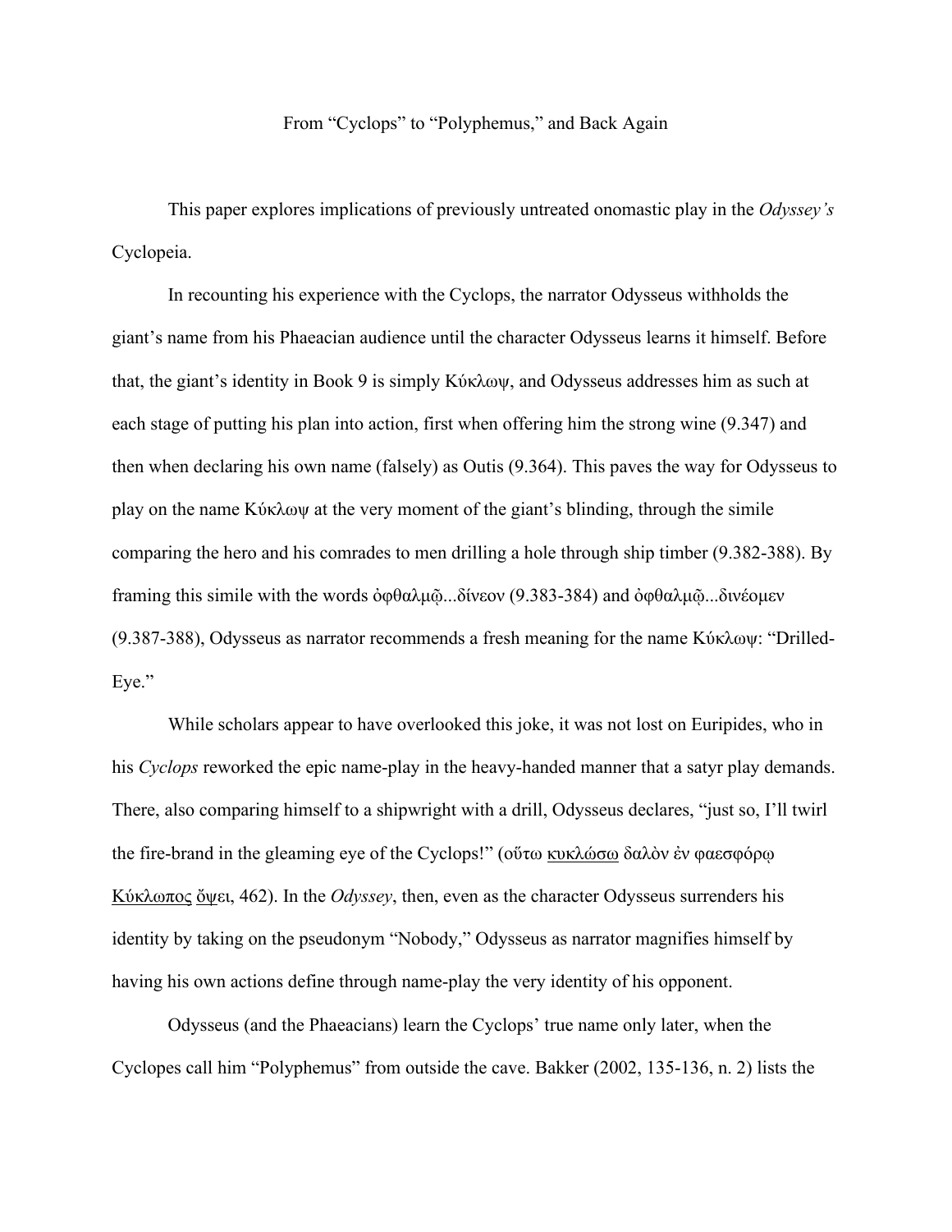From "Cyclops" to "Polyphemus," and Back Again

This paper explores implications of previously untreated onomastic play in the *Odyssey's* Cyclopeia.

In recounting his experience with the Cyclops, the narrator Odysseus withholds the giant's name from his Phaeacian audience until the character Odysseus learns it himself. Before that, the giant's identity in Book 9 is simply Κύκλωψ, and Odysseus addresses him as such at each stage of putting his plan into action, first when offering him the strong wine (9.347) and then when declaring his own name (falsely) as Outis (9.364). This paves the way for Odysseus to play on the name Κύκλωψ at the very moment of the giant's blinding, through the simile comparing the hero and his comrades to men drilling a hole through ship timber (9.382-388). By framing this simile with the words ὀφθαλμῷ...δίνεον (9.383-384) and ὀφθαλμῷ...δινέομεν (9.387-388), Odysseus as narrator recommends a fresh meaning for the name Κύκλωψ: "Drilled-Eye."

While scholars appear to have overlooked this joke, it was not lost on Euripides, who in his *Cyclops* reworked the epic name-play in the heavy-handed manner that a satyr play demands. There, also comparing himself to a shipwright with a drill, Odysseus declares, "just so, I'll twirl the fire-brand in the gleaming eye of the Cyclops!" (οὕτω <u>κυκλώσω</u> δαλὸν ἐν φαεσφόρῳ <u>Κύκλωπος</u> <u>ὄψ</u>ει, 462). In the *Odyssey*, then, even as the character Odysseus surrenders his identity by taking on the pseudonym "Nobody," Odysseus as narrator magnifies himself by having his own actions define through name-play the very identity of his opponent.

Odysseus (and the Phaeacians) learn the Cyclops' true name only later, when the Cyclopes call him "Polyphemus" from outside the cave. Bakker (2002, 135-136, n. 2) lists the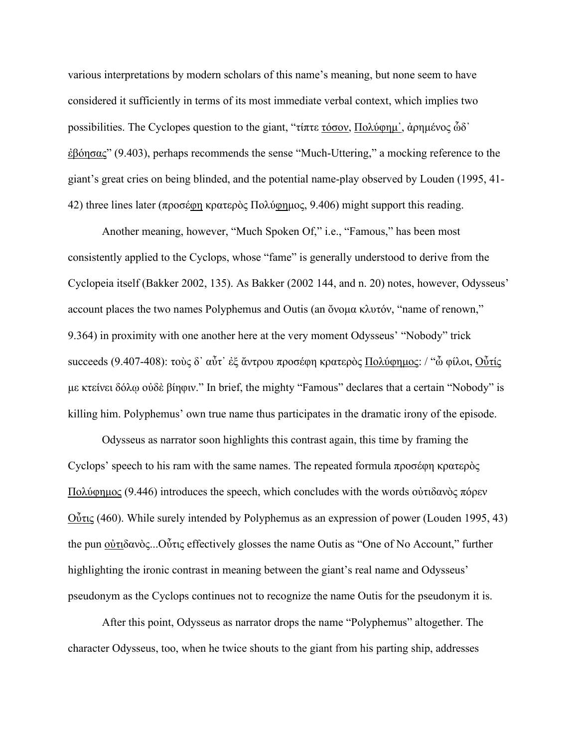various interpretations by modern scholars of this name's meaning, but none seem to have considered it sufficiently in terms of its most immediate verbal context, which implies two possibilities. The Cyclopes question to the giant, "τίπτε <u>τόσον</u>, <u>Πολύφημ᾽</u>, ἀρημένος ὧδ᾽ <u>ἐβόησας</u>" (9.403), perhaps recommends the sense "Much-Uttering," a mocking reference to the giant's great cries on being blinded, and the potential name-play observed by Louden (1995, 41-42) three lines later (προσέ<u>φη</u> κρατερὸς Πολύ<u>φη</u>μος, 9.406) might support this reading.

Another meaning, however, "Much Spoken Of," i.e., "Famous," has been most consistently applied to the Cyclops, whose "fame" is generally understood to derive from the Cyclopeia itself (Bakker 2002, 135). As Bakker (2002 144, and n. 20) notes, however, Odysseus' account places the two names Polyphemus and Outis (an ὄνομα κλυτόν, "name of renown," 9.364) in proximity with one another here at the very moment Odysseus' "Nobody" trick succeeds (9.407-408): τοὺς δ᾽ αὖτ᾽ ἐξ ἄντρου προσέφη κρατερὸς <u>Πολύφημος</u>: / "ὦ φίλοι, <u>Οὖτίς</u> με κτείνει δόλῳ οὐδὲ βίηφιν." In brief, the mighty "Famous" declares that a certain "Nobody" is killing him. Polyphemus' own true name thus participates in the dramatic irony of the episode.

Odysseus as narrator soon highlights this contrast again, this time by framing the Cyclops' speech to his ram with the same names. The repeated formula προσέφη κρατερὸς <u>Πολύφημος</u> (9.446) introduces the speech, which concludes with the words οὐτιδανὸς πόρεν <u>Οὖτις</u> (460). While surely intended by Polyphemus as an expression of power (Louden 1995, 43) the pun <u>οὐτι</u>δανὸς...Οὖτις effectively glosses the name Outis as "One of No Account," further highlighting the ironic contrast in meaning between the giant's real name and Odysseus' pseudonym as the Cyclops continues not to recognize the name Outis for the pseudonym it is.

After this point, Odysseus as narrator drops the name "Polyphemus" altogether. The character Odysseus, too, when he twice shouts to the giant from his parting ship, addresses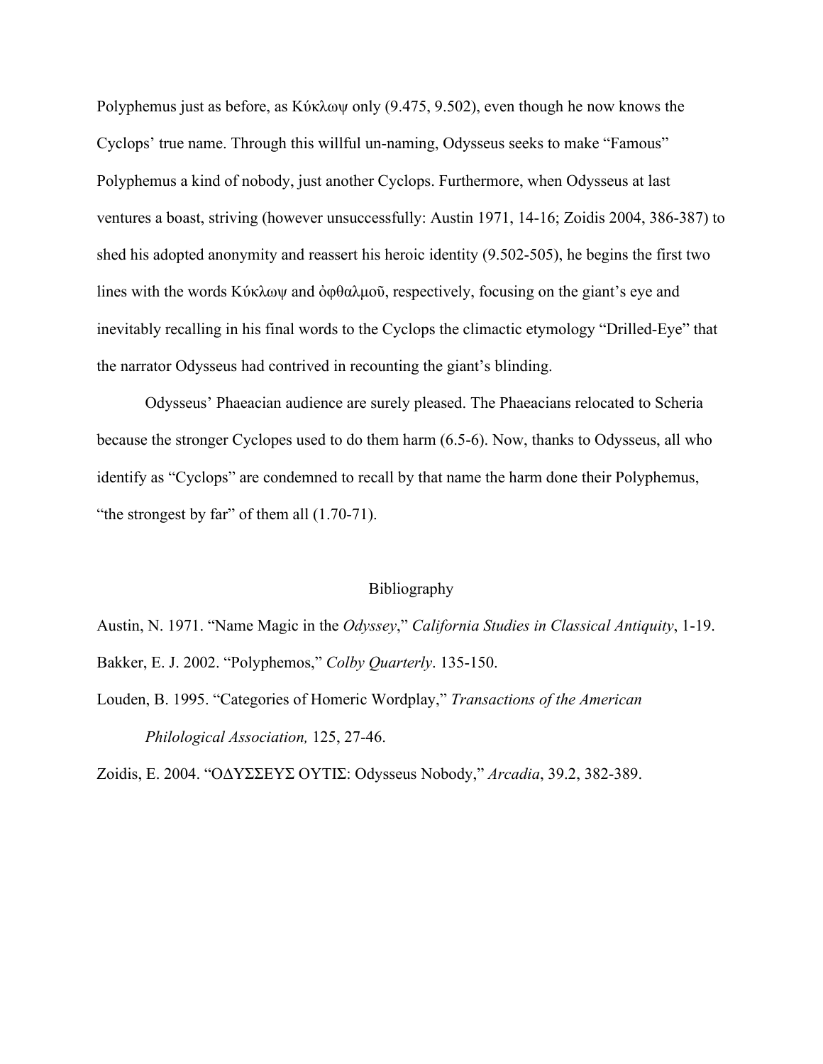Polyphemus just as before, as Κύκλωψ only (9.475, 9.502), even though he now knows the Cyclops' true name. Through this willful un-naming, Odysseus seeks to make "Famous" Polyphemus a kind of nobody, just another Cyclops. Furthermore, when Odysseus at last ventures a boast, striving (however unsuccessfully: Austin 1971, 14-16; Zoidis 2004, 386-387) to shed his adopted anonymity and reassert his heroic identity (9.502-505), he begins the first two lines with the words Κύκλωψ and ὀφθαλμοῦ, respectively, focusing on the giant's eye and inevitably recalling in his final words to the Cyclops the climactic etymology "Drilled-Eye" that the narrator Odysseus had contrived in recounting the giant's blinding.

Odysseus' Phaeacian audience are surely pleased. The Phaeacians relocated to Scheria because the stronger Cyclopes used to do them harm (6.5-6). Now, thanks to Odysseus, all who identify as "Cyclops" are condemned to recall by that name the harm done their Polyphemus, "the strongest by far" of them all (1.70-71).

## Bibliography

Austin, N. 1971. "Name Magic in the *Odyssey*," *California Studies in Classical Antiquity*, 1-19.

Bakker, E. J. 2002. "Polyphemos," *Colby Quarterly*. 135-150.

Louden, B. 1995. "Categories of Homeric Wordplay," *Transactions of the American Philological Association,* 125, 27-46.

Zoidis, E. 2004. "ΟΔΥΣΣΕΥΣ ΟΥΤΙΣ: Odysseus Nobody," *Arcadia*, 39.2, 382-389.